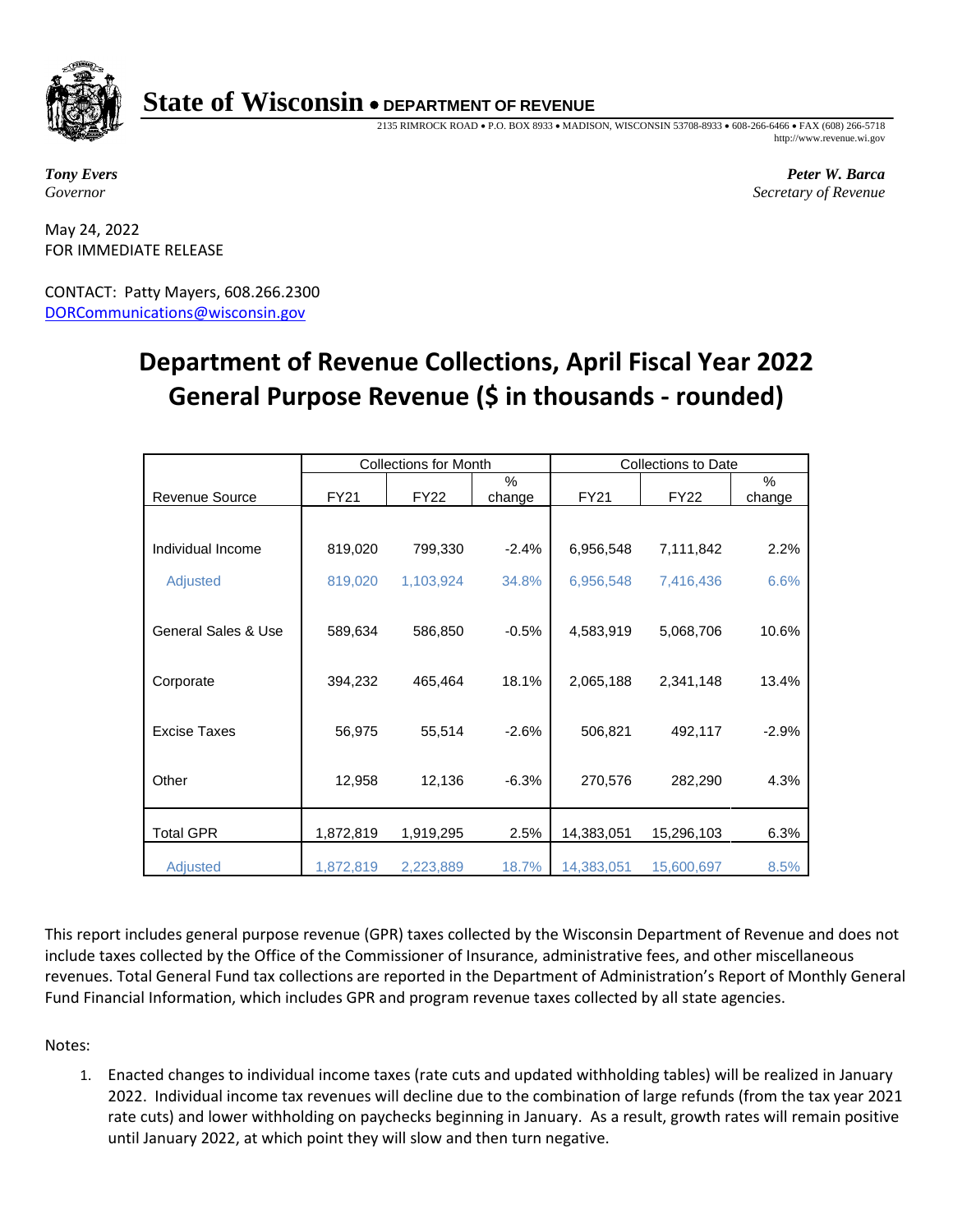**State of Wisconsin** • **DEPARTMENT OF REVENUE**

2135 RIMROCK ROAD • P.O. BOX 8933 • MADISON, WISCONSIN 53708-8933 • 608-266-6466 • FAX (608) 266-5718
http://www.revenue.wi.gov

***Tony Evers***
*Governor*

***Peter W. Barca***
*Secretary of Revenue*

May 24, 2022
FOR IMMEDIATE RELEASE

CONTACT: Patty Mayers, 608.266.2300
DORCommunications@wisconsin.gov

# Department of Revenue Collections, April Fiscal Year 2022
# General Purpose Revenue ($ in thousands - rounded)

| | Collections for Month | | | Collections to Date | | |
|---|---|---|---|---|---|---|
| Revenue Source | FY21 | FY22 | % change | FY21 | FY22 | % change |
| Individual Income | 819,020 | 799,330 | -2.4% | 6,956,548 | 7,111,842 | 2.2% |
| Adjusted | 819,020 | 1,103,924 | 34.8% | 6,956,548 | 7,416,436 | 6.6% |
| General Sales & Use | 589,634 | 586,850 | -0.5% | 4,583,919 | 5,068,706 | 10.6% |
| Corporate | 394,232 | 465,464 | 18.1% | 2,065,188 | 2,341,148 | 13.4% |
| Excise Taxes | 56,975 | 55,514 | -2.6% | 506,821 | 492,117 | -2.9% |
| Other | 12,958 | 12,136 | -6.3% | 270,576 | 282,290 | 4.3% |
| Total GPR | 1,872,819 | 1,919,295 | 2.5% | 14,383,051 | 15,296,103 | 6.3% |
| Adjusted | 1,872,819 | 2,223,889 | 18.7% | 14,383,051 | 15,600,697 | 8.5% |

This report includes general purpose revenue (GPR) taxes collected by the Wisconsin Department of Revenue and does not include taxes collected by the Office of the Commissioner of Insurance, administrative fees, and other miscellaneous revenues. Total General Fund tax collections are reported in the Department of Administration's Report of Monthly General Fund Financial Information, which includes GPR and program revenue taxes collected by all state agencies.

Notes:

1. Enacted changes to individual income taxes (rate cuts and updated withholding tables) will be realized in January 2022. Individual income tax revenues will decline due to the combination of large refunds (from the tax year 2021 rate cuts) and lower withholding on paychecks beginning in January. As a result, growth rates will remain positive until January 2022, at which point they will slow and then turn negative.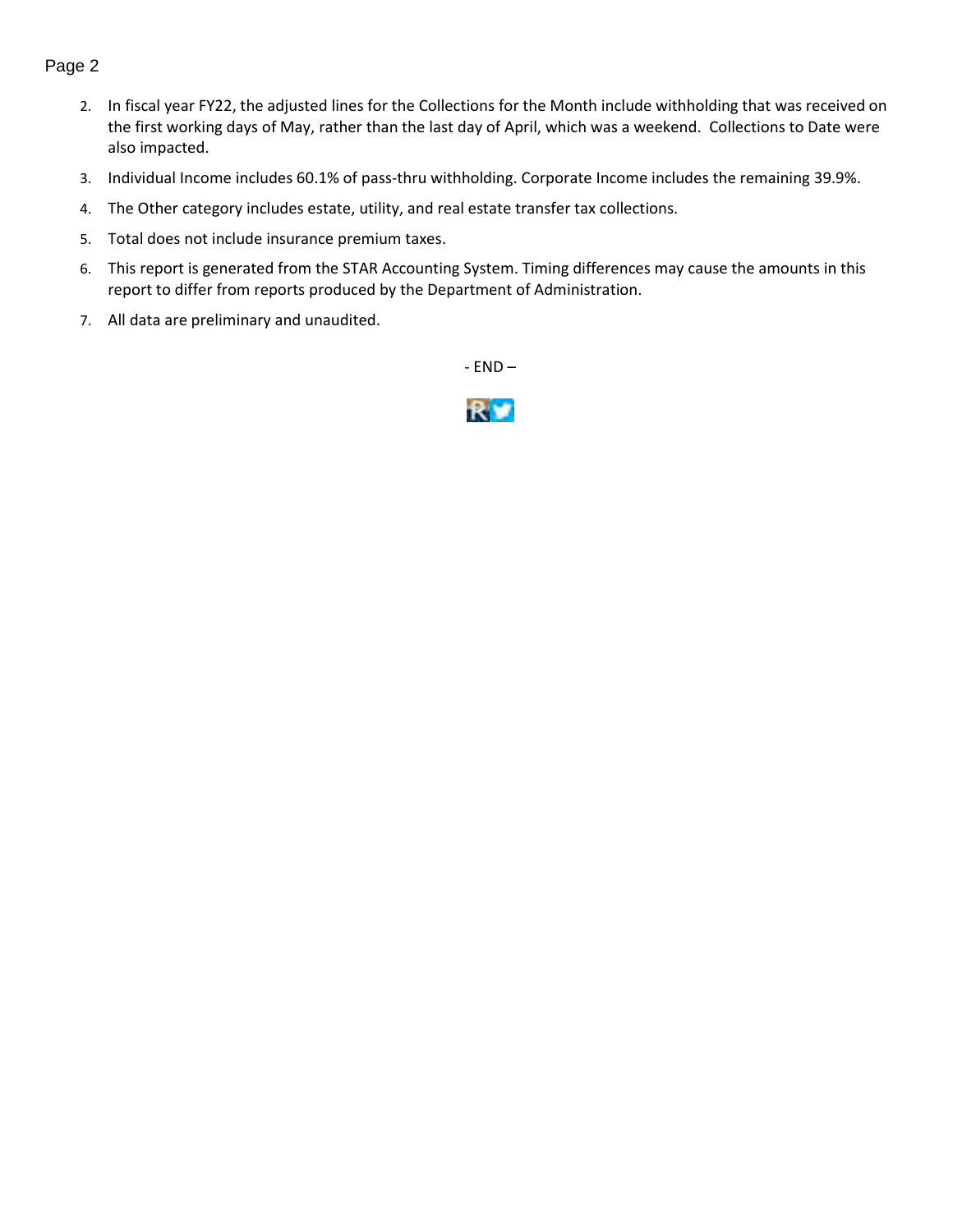2. In fiscal year FY22, the adjusted lines for the Collections for the Month include withholding that was received on the first working days of May, rather than the last day of April, which was a weekend. Collections to Date were also impacted.
3. Individual Income includes 60.1% of pass-thru withholding. Corporate Income includes the remaining 39.9%.
4. The Other category includes estate, utility, and real estate transfer tax collections.
5. Total does not include insurance premium taxes.
6. This report is generated from the STAR Accounting System. Timing differences may cause the amounts in this report to differ from reports produced by the Department of Administration.
7. All data are preliminary and unaudited.

- END –